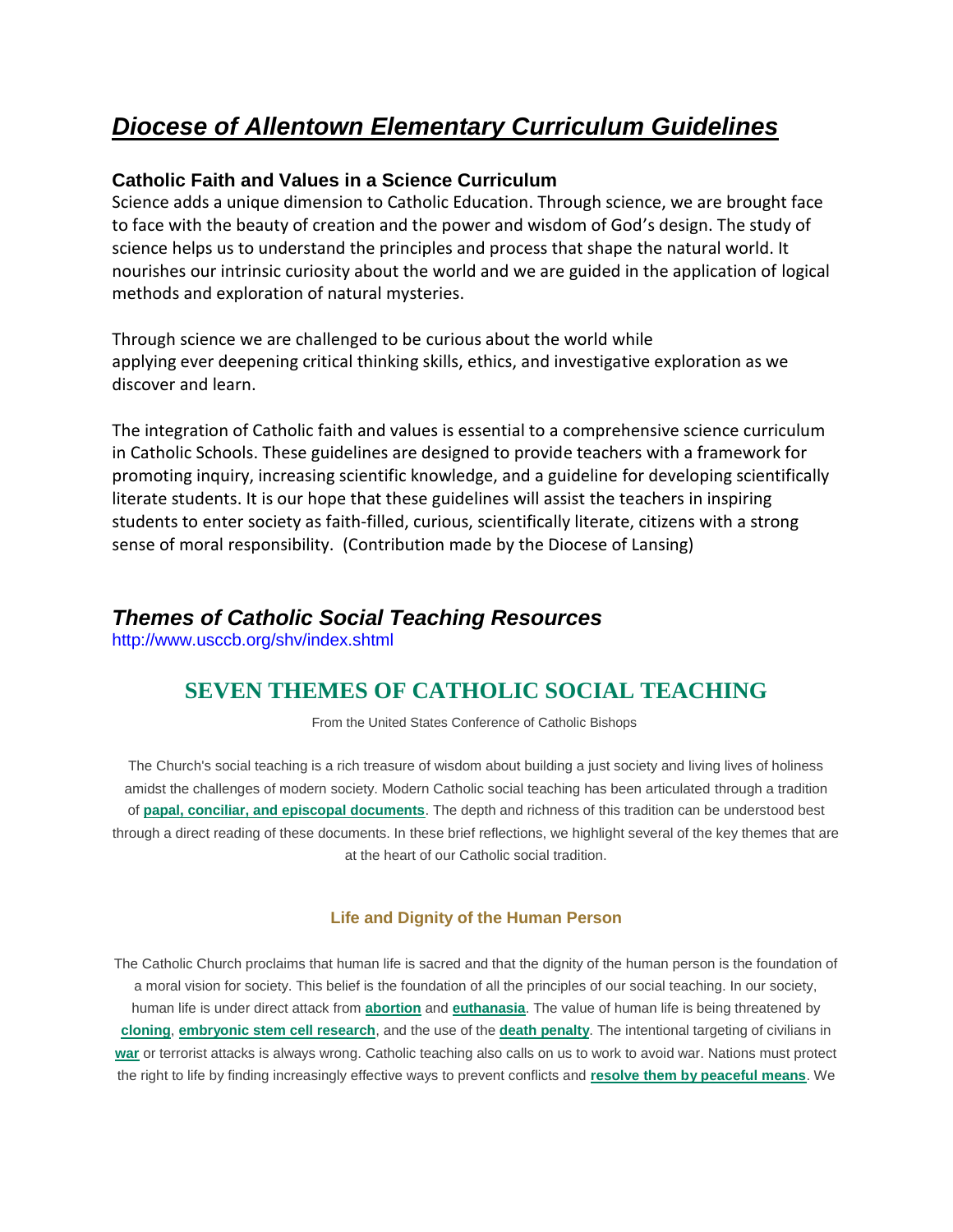# *Diocese of Allentown Elementary Curriculum Guidelines*

### Catholic Faith and Values in a Science Curriculum

Science adds a unique dimension to Catholic Education. Through science, we are brought face to face with the beauty of creation and the power and wisdom of God's design. The study of science helps us to understand the principles and process that shape the natural world. It nourishes our intrinsic curiosity about the world and we are guided in the application of logical methods and exploration of natural mysteries.

Through science we are challenged to be curious about the world while applying ever deepening critical thinking skills, ethics, and investigative exploration as we discover and learn.

The integration of Catholic faith and values is essential to a comprehensive science curriculum in Catholic Schools. These guidelines are designed to provide teachers with a framework for promoting inquiry, increasing scientific knowledge, and a guideline for developing scientifically literate students. It is our hope that these guidelines will assist the teachers in inspiring students to enter society as faith-filled, curious, scientifically literate, citizens with a strong sense of moral responsibility. (Contribution made by the Diocese of Lansing)

## *Themes of Catholic Social Teaching Resources*

http://www.usccb.org/shv/index.shtml

## SEVEN THEMES OF CATHOLIC SOCIAL TEACHING

From the United States Conference of Catholic Bishops

The Church's social teaching is a rich treasure of wisdom about building a just society and living lives of holiness amidst the challenges of modern society. Modern Catholic social teaching has been articulated through a tradition of **papal, conciliar, and episcopal documents**. The depth and richness of this tradition can be understood best through a direct reading of these documents. In these brief reflections, we highlight several of the key themes that are at the heart of our Catholic social tradition.

### Life and Dignity of the Human Person

The Catholic Church proclaims that human life is sacred and that the dignity of the human person is the foundation of a moral vision for society. This belief is the foundation of all the principles of our social teaching. In our society, human life is under direct attack from **abortion** and **euthanasia**. The value of human life is being threatened by **cloning**, **embryonic stem cell research**, and the use of the **death penalty**. The intentional targeting of civilians in **war** or terrorist attacks is always wrong. Catholic teaching also calls on us to work to avoid war. Nations must protect the right to life by finding increasingly effective ways to prevent conflicts and **resolve them by peaceful means**. We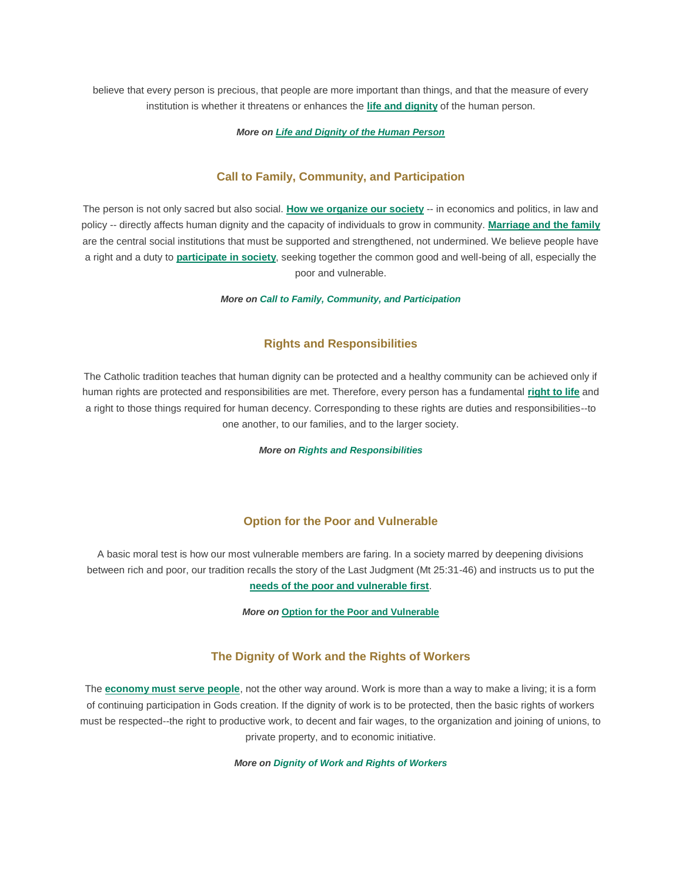believe that every person is precious, that people are more important than things, and that the measure of every institution is whether it threatens or enhances the **life and dignity** of the human person.

***More on Life and Dignity of the Human Person***

### Call to Family, Community, and Participation

The person is not only sacred but also social. **How we organize our society** -- in economics and politics, in law and policy -- directly affects human dignity and the capacity of individuals to grow in community. **Marriage and the family** are the central social institutions that must be supported and strengthened, not undermined. We believe people have a right and a duty to **participate in society**, seeking together the common good and well-being of all, especially the poor and vulnerable.

***More on Call to Family, Community, and Participation***

### Rights and Responsibilities

The Catholic tradition teaches that human dignity can be protected and a healthy community can be achieved only if human rights are protected and responsibilities are met. Therefore, every person has a fundamental **right to life** and a right to those things required for human decency. Corresponding to these rights are duties and responsibilities--to one another, to our families, and to the larger society.

***More on Rights and Responsibilities***

### Option for the Poor and Vulnerable

A basic moral test is how our most vulnerable members are faring. In a society marred by deepening divisions between rich and poor, our tradition recalls the story of the Last Judgment (Mt 25:31-46) and instructs us to put the **needs of the poor and vulnerable first**.

***More on* Option for the Poor and Vulnerable**

### The Dignity of Work and the Rights of Workers

The **economy must serve people**, not the other way around. Work is more than a way to make a living; it is a form of continuing participation in Gods creation. If the dignity of work is to be protected, then the basic rights of workers must be respected--the right to productive work, to decent and fair wages, to the organization and joining of unions, to private property, and to economic initiative.

***More on Dignity of Work and Rights of Workers***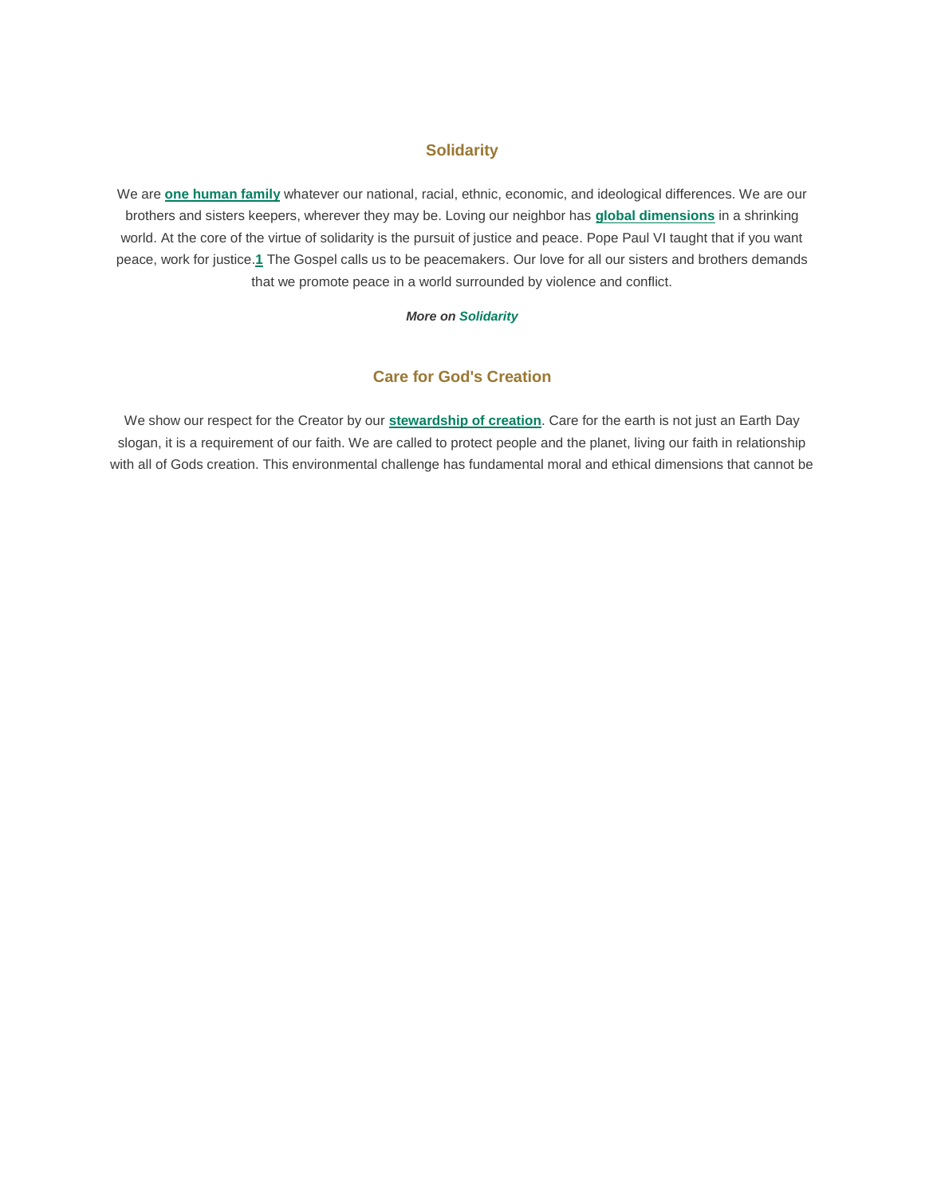## Solidarity

We are **one human family** whatever our national, racial, ethnic, economic, and ideological differences. We are our brothers and sisters keepers, wherever they may be. Loving our neighbor has **global dimensions** in a shrinking world. At the core of the virtue of solidarity is the pursuit of justice and peace. Pope Paul VI taught that if you want peace, work for justice.[1] The Gospel calls us to be peacemakers. Our love for all our sisters and brothers demands that we promote peace in a world surrounded by violence and conflict.

***More on Solidarity***

## Care for God's Creation

We show our respect for the Creator by our **stewardship of creation**. Care for the earth is not just an Earth Day slogan, it is a requirement of our faith. We are called to protect people and the planet, living our faith in relationship with all of Gods creation. This environmental challenge has fundamental moral and ethical dimensions that cannot be